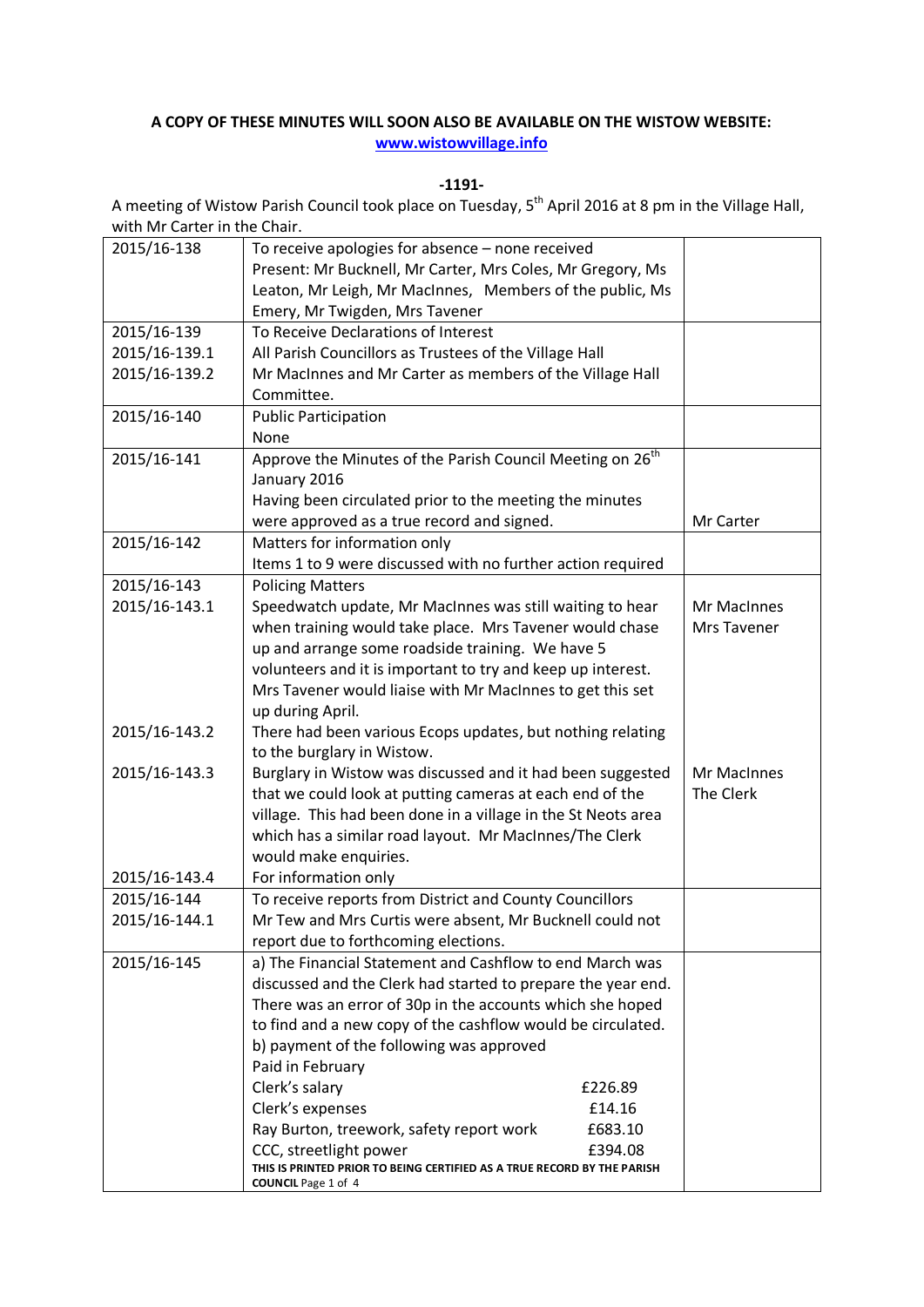**A COPY OF THESE MINUTES WILL SOON ALSO BE AVAILABLE ON THE WISTOW WEBSITE: [www.wistowvillage.info](http://www.wistowvillage.info)**

**-1191-**

A meeting of Wistow Parish Council took place on Tuesday, 5th April 2016 at 8 pm in the Village Hall, with Mr Carter in the Chair.

| | | |
|---|---|---|
| 2015/16-138 | To receive apologies for absence – none received<br>Present: Mr Bucknell, Mr Carter, Mrs Coles, Mr Gregory, Ms Leaton, Mr Leigh, Mr MacInnes, Members of the public, Ms Emery, Mr Twigden, Mrs Tavener | |
| 2015/16-139<br>2015/16-139.1<br>2015/16-139.2 | To Receive Declarations of Interest<br>All Parish Councillors as Trustees of the Village Hall<br>Mr MacInnes and Mr Carter as members of the Village Hall Committee. | |
| 2015/16-140 | Public Participation<br>None | |
| 2015/16-141 | Approve the Minutes of the Parish Council Meeting on 26th January 2016<br>Having been circulated prior to the meeting the minutes were approved as a true record and signed. | Mr Carter |
| 2015/16-142 | Matters for information only<br>Items 1 to 9 were discussed with no further action required | |
| 2015/16-143<br>2015/16-143.1 | Policing Matters<br>Speedwatch update, Mr MacInnes was still waiting to hear when training would take place. Mrs Tavener would chase up and arrange some roadside training. We have 5 volunteers and it is important to try and keep up interest. Mrs Tavener would liaise with Mr MacInnes to get this set up during April. | Mr MacInnes<br>Mrs Tavener |
| 2015/16-143.2 | There had been various Ecops updates, but nothing relating to the burglary in Wistow. | |
| 2015/16-143.3 | Burglary in Wistow was discussed and it had been suggested that we could look at putting cameras at each end of the village. This had been done in a village in the St Neots area which has a similar road layout. Mr MacInnes/The Clerk would make enquiries. | Mr MacInnes<br>The Clerk |
| 2015/16-143.4 | For information only | |
| 2015/16-144<br>2015/16-144.1 | To receive reports from District and County Councillors<br>Mr Tew and Mrs Curtis were absent, Mr Bucknell could not report due to forthcoming elections. | |
| 2015/16-145 | a) The Financial Statement and Cashflow to end March was discussed and the Clerk had started to prepare the year end. There was an error of 30p in the accounts which she hoped to find and a new copy of the cashflow would be circulated.<br>b) payment of the following was approved<br>Paid in February<br>Clerk's salary £226.89<br>Clerk's expenses £14.16<br>Ray Burton, treework, safety report work £683.10<br>CCC, streetlight power £394.08 | |

THIS IS PRINTED PRIOR TO BEING CERTIFIED AS A TRUE RECORD BY THE PARISH COUNCIL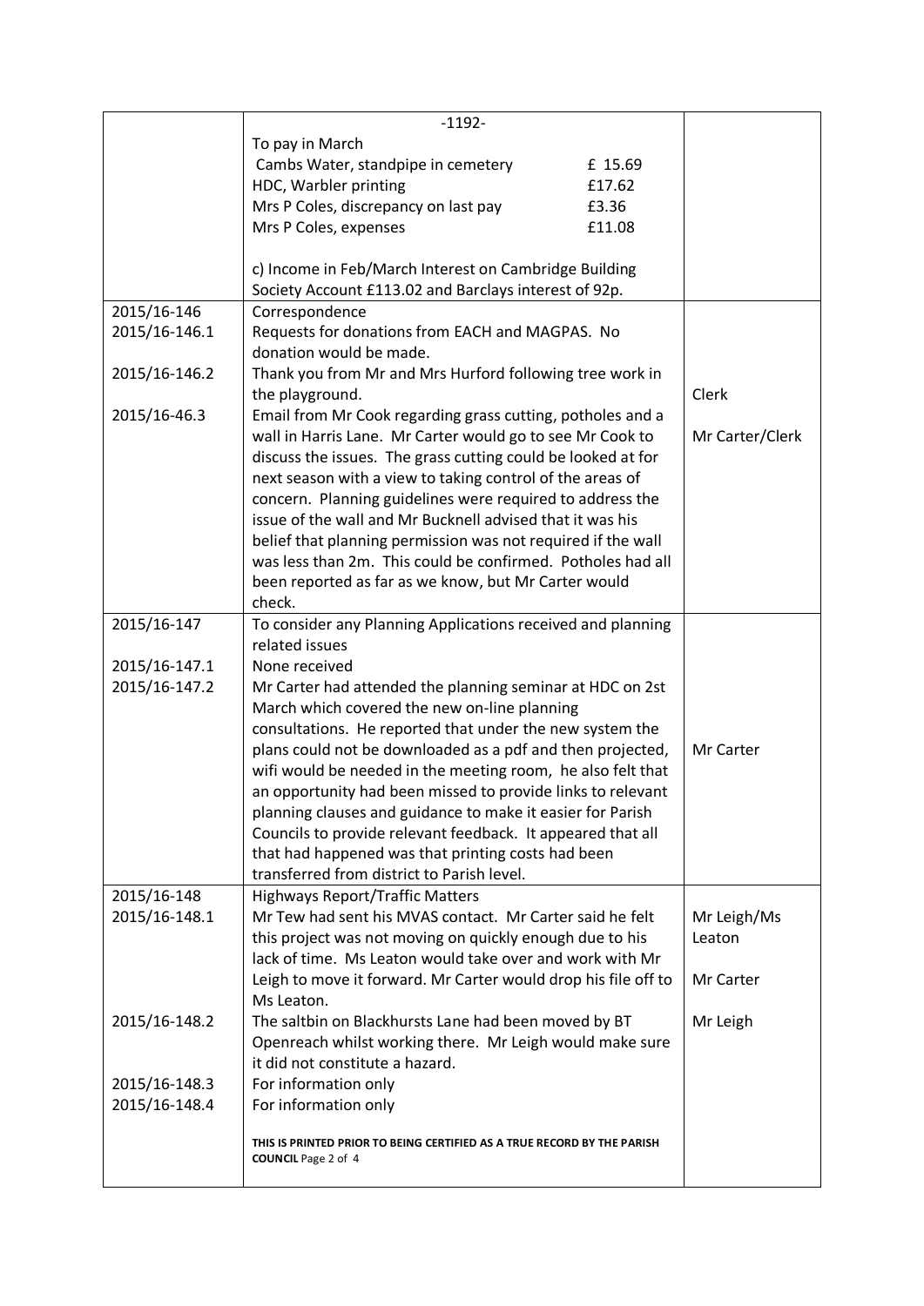| | -1192- | |
|---|---|---|
| | To pay in March<br>Cambs Water, standpipe in cemetery £ 15.69<br>HDC, Warbler printing £17.62<br>Mrs P Coles, discrepancy on last pay £3.36<br>Mrs P Coles, expenses £11.08<br><br>c) Income in Feb/March Interest on Cambridge Building Society Account £113.02 and Barclays interest of 92p. | |
| 2015/16-146<br>2015/16-146.1<br><br>2015/16-146.2<br><br>2015/16-46.3 | Correspondence<br>Requests for donations from EACH and MAGPAS. No donation would be made.<br>Thank you from Mr and Mrs Hurford following tree work in the playground.<br>Email from Mr Cook regarding grass cutting, potholes and a wall in Harris Lane. Mr Carter would go to see Mr Cook to discuss the issues. The grass cutting could be looked at for next season with a view to taking control of the areas of concern. Planning guidelines were required to address the issue of the wall and Mr Bucknell advised that it was his belief that planning permission was not required if the wall was less than 2m. This could be confirmed. Potholes had all been reported as far as we know, but Mr Carter would check. | <br><br><br><br>Clerk<br><br>Mr Carter/Clerk |
| 2015/16-147<br><br>2015/16-147.1<br>2015/16-147.2 | To consider any Planning Applications received and planning related issues<br>None received<br>Mr Carter had attended the planning seminar at HDC on 2st March which covered the new on-line planning consultations. He reported that under the new system the plans could not be downloaded as a pdf and then projected, wifi would be needed in the meeting room, he also felt that an opportunity had been missed to provide links to relevant planning clauses and guidance to make it easier for Parish Councils to provide relevant feedback. It appeared that all that had happened was that printing costs had been transferred from district to Parish level. | <br><br><br><br><br><br>Mr Carter |
| 2015/16-148<br>2015/16-148.1<br><br><br><br><br>2015/16-148.2<br><br><br>2015/16-148.3<br>2015/16-148.4 | Highways Report/Traffic Matters<br>Mr Tew had sent his MVAS contact. Mr Carter said he felt this project was not moving on quickly enough due to his lack of time. Ms Leaton would take over and work with Mr Leigh to move it forward. Mr Carter would drop his file off to Ms Leaton.<br>The saltbin on Blackhursts Lane had been moved by BT Openreach whilst working there. Mr Leigh would make sure it did not constitute a hazard.<br>For information only<br>For information only<br><br>**THIS IS PRINTED PRIOR TO BEING CERTIFIED AS A TRUE RECORD BY THE PARISH COUNCIL** | <br>Mr Leigh/Ms Leaton<br><br>Mr Carter<br><br>Mr Leigh |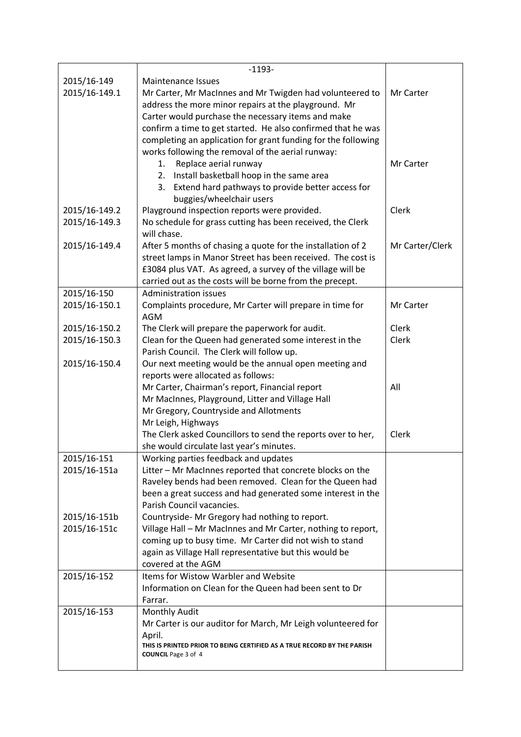-1193-

| | | |
|---|---|---|
| 2015/16-149 | Maintenance Issues | |
| 2015/16-149.1 | Mr Carter, Mr MacInnes and Mr Twigden had volunteered to address the more minor repairs at the playground. Mr Carter would purchase the necessary items and make confirm a time to get started. He also confirmed that he was completing an application for grant funding for the following works following the removal of the aerial runway: | Mr Carter |
| | 1. Replace aerial runway<br>2. Install basketball hoop in the same area<br>3. Extend hard pathways to provide better access for buggies/wheelchair users | Mr Carter |
| 2015/16-149.2 | Playground inspection reports were provided. | Clerk |
| 2015/16-149.3 | No schedule for grass cutting has been received, the Clerk will chase. | |
| 2015/16-149.4 | After 5 months of chasing a quote for the installation of 2 street lamps in Manor Street has been received. The cost is £3084 plus VAT. As agreed, a survey of the village will be carried out as the costs will be borne from the precept. | Mr Carter/Clerk |
| 2015/16-150 | Administration issues | |
| 2015/16-150.1 | Complaints procedure, Mr Carter will prepare in time for AGM | Mr Carter |
| 2015/16-150.2 | The Clerk will prepare the paperwork for audit. | Clerk |
| 2015/16-150.3 | Clean for the Queen had generated some interest in the Parish Council. The Clerk will follow up. | Clerk |
| 2015/16-150.4 | Our next meeting would be the annual open meeting and reports were allocated as follows:<br>Mr Carter, Chairman's report, Financial report<br>Mr MacInnes, Playground, Litter and Village Hall<br>Mr Gregory, Countryside and Allotments<br>Mr Leigh, Highways | All |
| | The Clerk asked Councillors to send the reports over to her, she would circulate last year's minutes. | Clerk |
| 2015/16-151 | Working parties feedback and updates | |
| 2015/16-151a | Litter – Mr MacInnes reported that concrete blocks on the Raveley bends had been removed. Clean for the Queen had been a great success and had generated some interest in the Parish Council vacancies. | |
| 2015/16-151b | Countryside- Mr Gregory had nothing to report. | |
| 2015/16-151c | Village Hall – Mr MacInnes and Mr Carter, nothing to report, coming up to busy time. Mr Carter did not wish to stand again as Village Hall representative but this would be covered at the AGM | |
| 2015/16-152 | Items for Wistow Warbler and Website<br>Information on Clean for the Queen had been sent to Dr Farrar. | |
| 2015/16-153 | Monthly Audit<br>Mr Carter is our auditor for March, Mr Leigh volunteered for April.<br>**THIS IS PRINTED PRIOR TO BEING CERTIFIED AS A TRUE RECORD BY THE PARISH COUNCIL** | |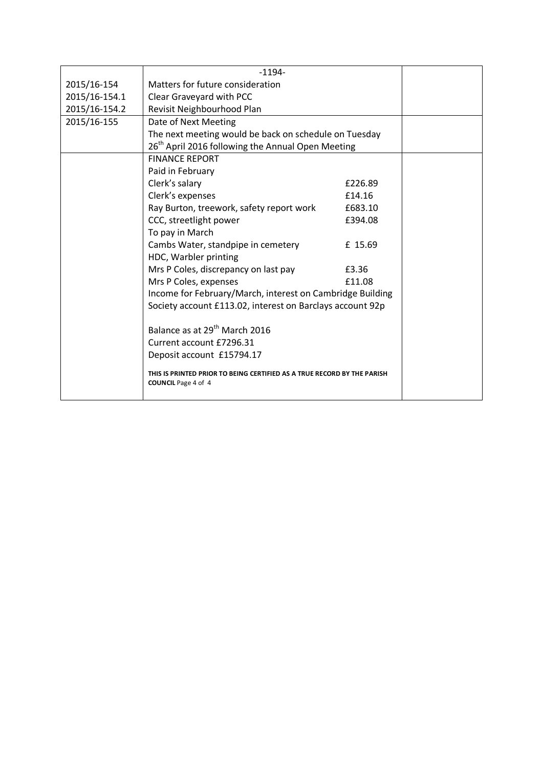| | | |
|---|---|---|
| | -1194- | |
| 2015/16-154 | Matters for future consideration | |
| 2015/16-154.1 | Clear Graveyard with PCC | |
| 2015/16-154.2 | Revisit Neighbourhood Plan | |
| 2015/16-155 | Date of Next Meeting<br>The next meeting would be back on schedule on Tuesday 26th April 2016 following the Annual Open Meeting | |
| | FINANCE REPORT<br>Paid in February<br>Clerk's salary £226.89<br>Clerk's expenses £14.16<br>Ray Burton, treework, safety report work £683.10<br>CCC, streetlight power £394.08<br>To pay in March<br>Cambs Water, standpipe in cemetery £ 15.69<br>HDC, Warbler printing<br>Mrs P Coles, discrepancy on last pay £3.36<br>Mrs P Coles, expenses £11.08<br>Income for February/March, interest on Cambridge Building Society account £113.02, interest on Barclays account 92p<br><br>Balance as at 29th March 2016<br>Current account £7296.31<br>Deposit account £15794.17<br><br>**THIS IS PRINTED PRIOR TO BEING CERTIFIED AS A TRUE RECORD BY THE PARISH COUNCIL** | |